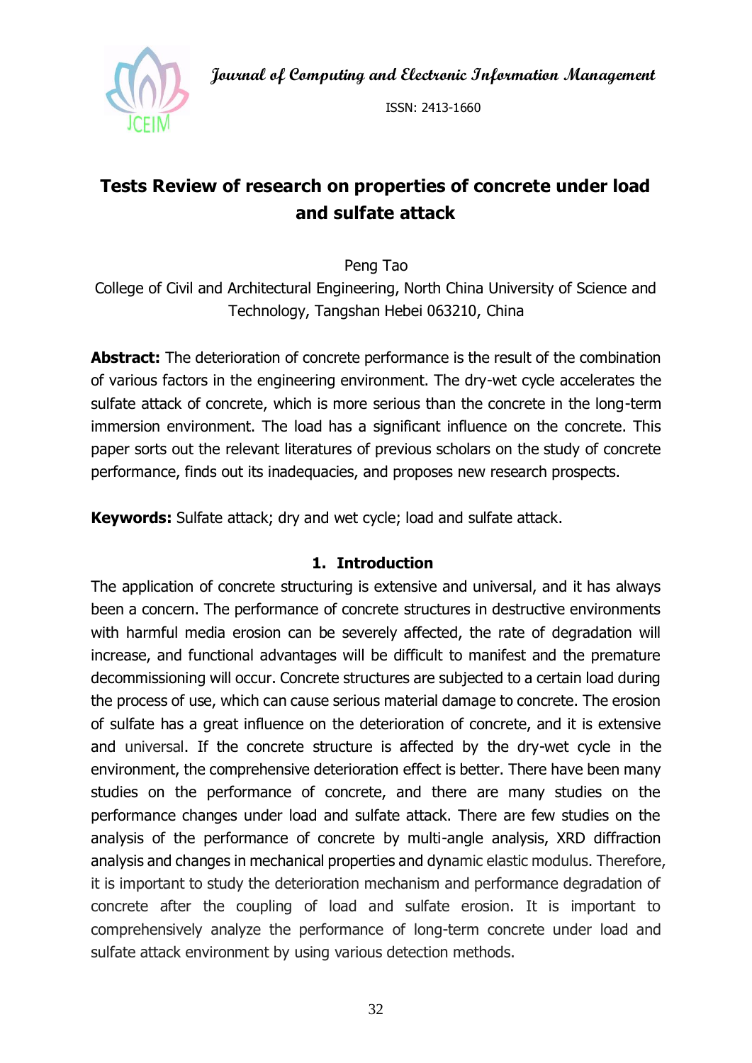# Tests Review of research on properties of concrete under load and sulfate attack

Peng Tao

College of Civil and Architectural Engineering, North China University of Science and Technology, Tangshan Hebei 063210, China

**Abstract:** The deterioration of concrete performance is the result of the combination of various factors in the engineering environment. The dry-wet cycle accelerates the sulfate attack of concrete, which is more serious than the concrete in the long-term immersion environment. The load has a significant influence on the concrete. This paper sorts out the relevant literatures of previous scholars on the study of concrete performance, finds out its inadequacies, and proposes new research prospects.

**Keywords:** Sulfate attack; dry and wet cycle; load and sulfate attack.

## 1. Introduction

The application of concrete structuring is extensive and universal, and it has always been a concern. The performance of concrete structures in destructive environments with harmful media erosion can be severely affected, the rate of degradation will increase, and functional advantages will be difficult to manifest and the premature decommissioning will occur. Concrete structures are subjected to a certain load during the process of use, which can cause serious material damage to concrete. The erosion of sulfate has a great influence on the deterioration of concrete, and it is extensive and universal. If the concrete structure is affected by the dry-wet cycle in the environment, the comprehensive deterioration effect is better. There have been many studies on the performance of concrete, and there are many studies on the performance changes under load and sulfate attack. There are few studies on the analysis of the performance of concrete by multi-angle analysis, XRD diffraction analysis and changes in mechanical properties and dynamic elastic modulus. Therefore, it is important to study the deterioration mechanism and performance degradation of concrete after the coupling of load and sulfate erosion. It is important to comprehensively analyze the performance of long-term concrete under load and sulfate attack environment by using various detection methods.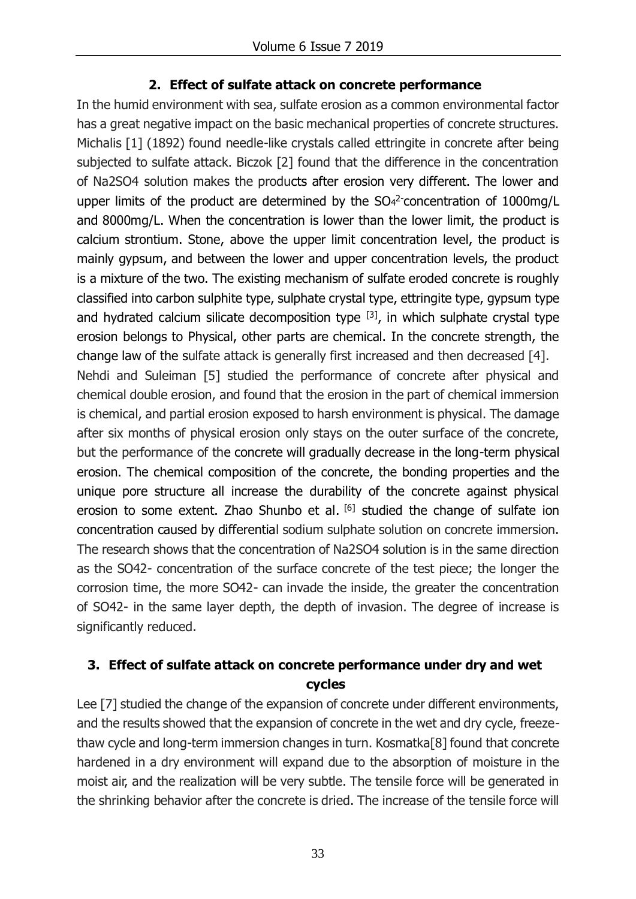## 2. Effect of sulfate attack on concrete performance

In the humid environment with sea, sulfate erosion as a common environmental factor has a great negative impact on the basic mechanical properties of concrete structures. Michalis [1] (1892) found needle-like crystals called ettringite in concrete after being subjected to sulfate attack. Biczok [2] found that the difference in the concentration of Na2SO4 solution makes the products after erosion very different. The lower and upper limits of the product are determined by the $SO_4^{2-}$concentration of 1000mg/L and 8000mg/L. When the concentration is lower than the lower limit, the product is calcium strontium. Stone, above the upper limit concentration level, the product is mainly gypsum, and between the lower and upper concentration levels, the product is a mixture of the two. The existing mechanism of sulfate eroded concrete is roughly classified into carbon sulphite type, sulphate crystal type, ettringite type, gypsum type and hydrated calcium silicate decomposition type [3], in which sulphate crystal type erosion belongs to Physical, other parts are chemical. In the concrete strength, the change law of the sulfate attack is generally first increased and then decreased [4].

Nehdi and Suleiman [5] studied the performance of concrete after physical and chemical double erosion, and found that the erosion in the part of chemical immersion is chemical, and partial erosion exposed to harsh environment is physical. The damage after six months of physical erosion only stays on the outer surface of the concrete, but the performance of the concrete will gradually decrease in the long-term physical erosion. The chemical composition of the concrete, the bonding properties and the unique pore structure all increase the durability of the concrete against physical erosion to some extent. Zhao Shunbo et al. [6] studied the change of sulfate ion concentration caused by differential sodium sulphate solution on concrete immersion. The research shows that the concentration of Na2SO4 solution is in the same direction as the SO42- concentration of the surface concrete of the test piece; the longer the corrosion time, the more SO42- can invade the inside, the greater the concentration of SO42- in the same layer depth, the depth of invasion. The degree of increase is significantly reduced.

## 3. Effect of sulfate attack on concrete performance under dry and wet cycles

Lee [7] studied the change of the expansion of concrete under different environments, and the results showed that the expansion of concrete in the wet and dry cycle, freeze-thaw cycle and long-term immersion changes in turn. Kosmatka[8] found that concrete hardened in a dry environment will expand due to the absorption of moisture in the moist air, and the realization will be very subtle. The tensile force will be generated in the shrinking behavior after the concrete is dried. The increase of the tensile force will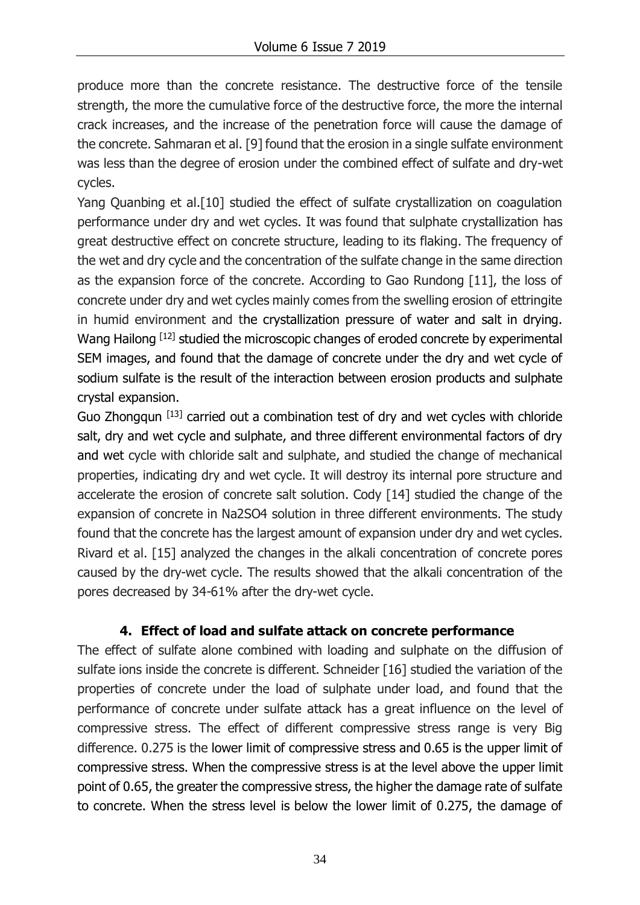produce more than the concrete resistance. The destructive force of the tensile strength, the more the cumulative force of the destructive force, the more the internal crack increases, and the increase of the penetration force will cause the damage of the concrete. Sahmaran et al. [9] found that the erosion in a single sulfate environment was less than the degree of erosion under the combined effect of sulfate and dry-wet cycles.

Yang Quanbing et al.[10] studied the effect of sulfate crystallization on coagulation performance under dry and wet cycles. It was found that sulphate crystallization has great destructive effect on concrete structure, leading to its flaking. The frequency of the wet and dry cycle and the concentration of the sulfate change in the same direction as the expansion force of the concrete. According to Gao Rundong [11], the loss of concrete under dry and wet cycles mainly comes from the swelling erosion of ettringite in humid environment and the crystallization pressure of water and salt in drying. Wang Hailong [12] studied the microscopic changes of eroded concrete by experimental SEM images, and found that the damage of concrete under the dry and wet cycle of sodium sulfate is the result of the interaction between erosion products and sulphate crystal expansion.

Guo Zhongqun [13] carried out a combination test of dry and wet cycles with chloride salt, dry and wet cycle and sulphate, and three different environmental factors of dry and wet cycle with chloride salt and sulphate, and studied the change of mechanical properties, indicating dry and wet cycle. It will destroy its internal pore structure and accelerate the erosion of concrete salt solution. Cody [14] studied the change of the expansion of concrete in $Na_2SO_4$ solution in three different environments. The study found that the concrete has the largest amount of expansion under dry and wet cycles. Rivard et al. [15] analyzed the changes in the alkali concentration of concrete pores caused by the dry-wet cycle. The results showed that the alkali concentration of the pores decreased by 34-61% after the dry-wet cycle.

## 4. Effect of load and sulfate attack on concrete performance

The effect of sulfate alone combined with loading and sulphate on the diffusion of sulfate ions inside the concrete is different. Schneider [16] studied the variation of the properties of concrete under the load of sulphate under load, and found that the performance of concrete under sulfate attack has a great influence on the level of compressive stress. The effect of different compressive stress range is very Big difference. 0.275 is the lower limit of compressive stress and 0.65 is the upper limit of compressive stress. When the compressive stress is at the level above the upper limit point of 0.65, the greater the compressive stress, the higher the damage rate of sulfate to concrete. When the stress level is below the lower limit of 0.275, the damage of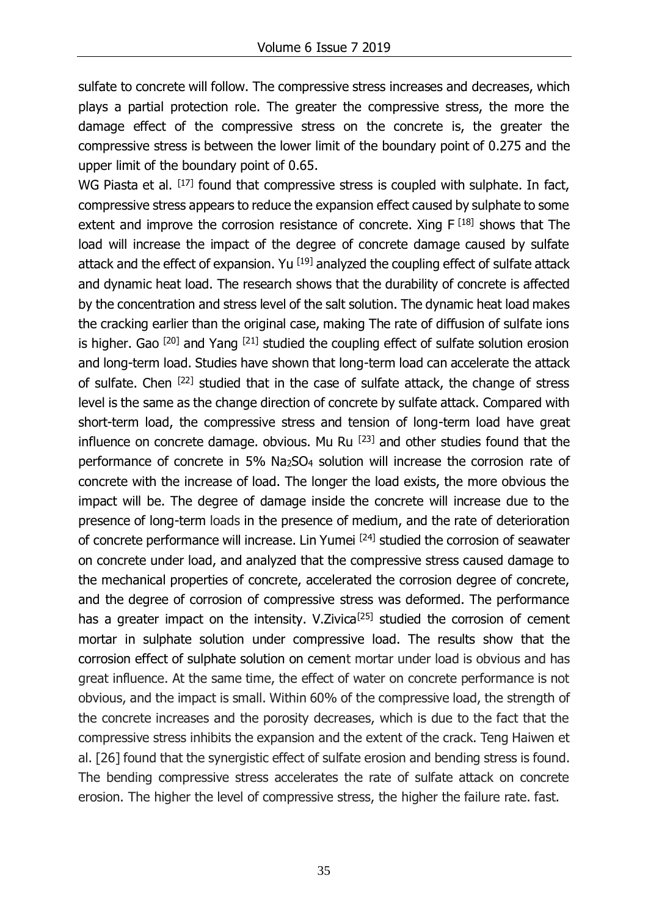sulfate to concrete will follow. The compressive stress increases and decreases, which plays a partial protection role. The greater the compressive stress, the more the damage effect of the compressive stress on the concrete is, the greater the compressive stress is between the lower limit of the boundary point of 0.275 and the upper limit of the boundary point of 0.65.

WG Piasta et al. [17] found that compressive stress is coupled with sulphate. In fact, compressive stress appears to reduce the expansion effect caused by sulphate to some extent and improve the corrosion resistance of concrete. Xing F [18] shows that The load will increase the impact of the degree of concrete damage caused by sulfate attack and the effect of expansion. Yu [19] analyzed the coupling effect of sulfate attack and dynamic heat load. The research shows that the durability of concrete is affected by the concentration and stress level of the salt solution. The dynamic heat load makes the cracking earlier than the original case, making The rate of diffusion of sulfate ions is higher. Gao [20] and Yang [21] studied the coupling effect of sulfate solution erosion and long-term load. Studies have shown that long-term load can accelerate the attack of sulfate. Chen [22] studied that in the case of sulfate attack, the change of stress level is the same as the change direction of concrete by sulfate attack. Compared with short-term load, the compressive stress and tension of long-term load have great influence on concrete damage. obvious. Mu Ru [23] and other studies found that the performance of concrete in 5% $Na_2SO_4$ solution will increase the corrosion rate of concrete with the increase of load. The longer the load exists, the more obvious the impact will be. The degree of damage inside the concrete will increase due to the presence of long-term loads in the presence of medium, and the rate of deterioration of concrete performance will increase. Lin Yumei [24] studied the corrosion of seawater on concrete under load, and analyzed that the compressive stress caused damage to the mechanical properties of concrete, accelerated the corrosion degree of concrete, and the degree of corrosion of compressive stress was deformed. The performance has a greater impact on the intensity. V.Zivica[25] studied the corrosion of cement mortar in sulphate solution under compressive load. The results show that the corrosion effect of sulphate solution on cement mortar under load is obvious and has great influence. At the same time, the effect of water on concrete performance is not obvious, and the impact is small. Within 60% of the compressive load, the strength of the concrete increases and the porosity decreases, which is due to the fact that the compressive stress inhibits the expansion and the extent of the crack. Teng Haiwen et al. [26] found that the synergistic effect of sulfate erosion and bending stress is found. The bending compressive stress accelerates the rate of sulfate attack on concrete erosion. The higher the level of compressive stress, the higher the failure rate. fast.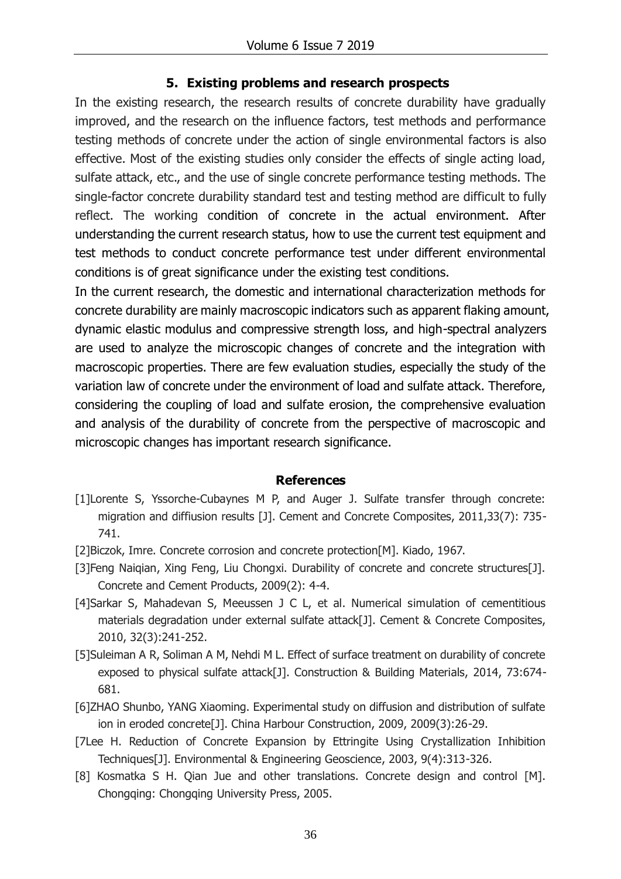## 5. Existing problems and research prospects

In the existing research, the research results of concrete durability have gradually improved, and the research on the influence factors, test methods and performance testing methods of concrete under the action of single environmental factors is also effective. Most of the existing studies only consider the effects of single acting load, sulfate attack, etc., and the use of single concrete performance testing methods. The single-factor concrete durability standard test and testing method are difficult to fully reflect. The working condition of concrete in the actual environment. After understanding the current research status, how to use the current test equipment and test methods to conduct concrete performance test under different environmental conditions is of great significance under the existing test conditions.

In the current research, the domestic and international characterization methods for concrete durability are mainly macroscopic indicators such as apparent flaking amount, dynamic elastic modulus and compressive strength loss, and high-spectral analyzers are used to analyze the microscopic changes of concrete and the integration with macroscopic properties. There are few evaluation studies, especially the study of the variation law of concrete under the environment of load and sulfate attack. Therefore, considering the coupling of load and sulfate erosion, the comprehensive evaluation and analysis of the durability of concrete from the perspective of macroscopic and microscopic changes has important research significance.

## References

[1]Lorente S, Yssorche-Cubaynes M P, and Auger J. Sulfate transfer through concrete: migration and diffiusion results [J]. Cement and Concrete Composites, 2011,33(7): 735-741.

[2]Biczok, Imre. Concrete corrosion and concrete protection[M]. Kiado, 1967.

[3]Feng Naiqian, Xing Feng, Liu Chongxi. Durability of concrete and concrete structures[J]. Concrete and Cement Products, 2009(2): 4-4.

[4]Sarkar S, Mahadevan S, Meeussen J C L, et al. Numerical simulation of cementitious materials degradation under external sulfate attack[J]. Cement & Concrete Composites, 2010, 32(3):241-252.

[5]Suleiman A R, Soliman A M, Nehdi M L. Effect of surface treatment on durability of concrete exposed to physical sulfate attack[J]. Construction & Building Materials, 2014, 73:674-681.

[6]ZHAO Shunbo, YANG Xiaoming. Experimental study on diffusion and distribution of sulfate ion in eroded concrete[J]. China Harbour Construction, 2009, 2009(3):26-29.

[7Lee H. Reduction of Concrete Expansion by Ettringite Using Crystallization Inhibition Techniques[J]. Environmental & Engineering Geoscience, 2003, 9(4):313-326.

[8] Kosmatka S H. Qian Jue and other translations. Concrete design and control [M]. Chongqing: Chongqing University Press, 2005.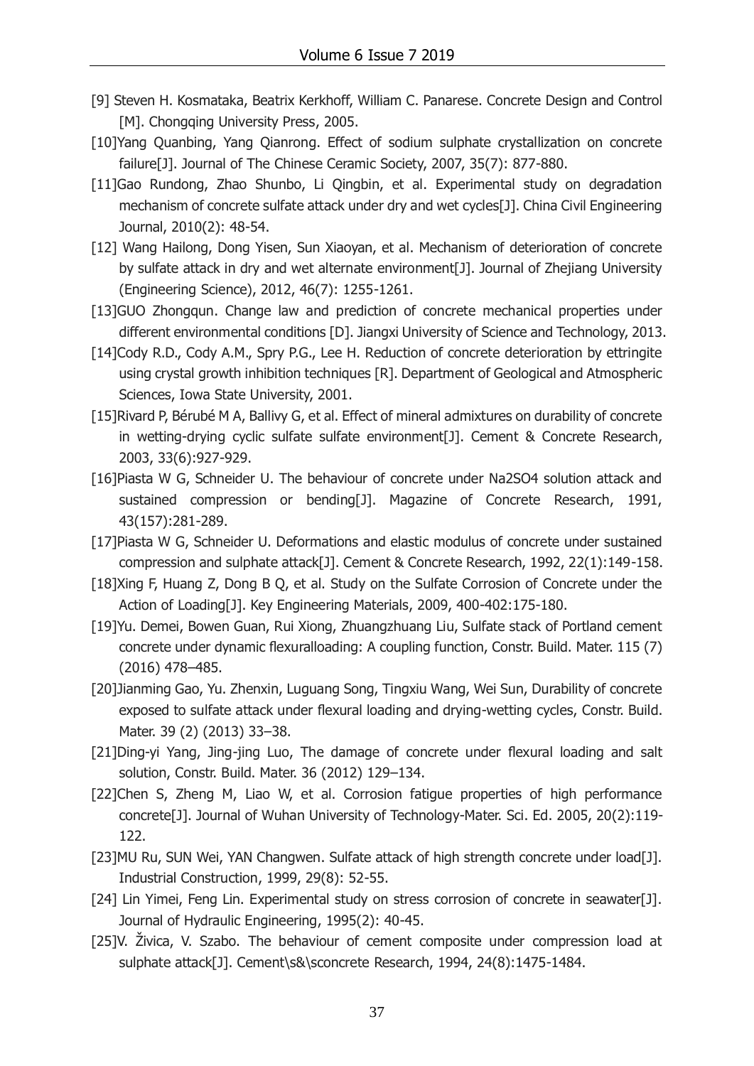[9] Steven H. Kosmataka, Beatrix Kerkhoff, William C. Panarese. Concrete Design and Control [M]. Chongqing University Press, 2005.

[10]Yang Quanbing, Yang Qianrong. Effect of sodium sulphate crystallization on concrete failure[J]. Journal of The Chinese Ceramic Society, 2007, 35(7): 877-880.

[11]Gao Rundong, Zhao Shunbo, Li Qingbin, et al. Experimental study on degradation mechanism of concrete sulfate attack under dry and wet cycles[J]. China Civil Engineering Journal, 2010(2): 48-54.

[12] Wang Hailong, Dong Yisen, Sun Xiaoyan, et al. Mechanism of deterioration of concrete by sulfate attack in dry and wet alternate environment[J]. Journal of Zhejiang University (Engineering Science), 2012, 46(7): 1255-1261.

[13]GUO Zhongqun. Change law and prediction of concrete mechanical properties under different environmental conditions [D]. Jiangxi University of Science and Technology, 2013.

[14]Cody R.D., Cody A.M., Spry P.G., Lee H. Reduction of concrete deterioration by ettringite using crystal growth inhibition techniques [R]. Department of Geological and Atmospheric Sciences, Iowa State University, 2001.

[15]Rivard P, Bérubé M A, Ballivy G, et al. Effect of mineral admixtures on durability of concrete in wetting-drying cyclic sulfate sulfate environment[J]. Cement & Concrete Research, 2003, 33(6):927-929.

[16]Piasta W G, Schneider U. The behaviour of concrete under Na2SO4 solution attack and sustained compression or bending[J]. Magazine of Concrete Research, 1991, 43(157):281-289.

[17]Piasta W G, Schneider U. Deformations and elastic modulus of concrete under sustained compression and sulphate attack[J]. Cement & Concrete Research, 1992, 22(1):149-158.

[18]Xing F, Huang Z, Dong B Q, et al. Study on the Sulfate Corrosion of Concrete under the Action of Loading[J]. Key Engineering Materials, 2009, 400-402:175-180.

[19]Yu. Demei, Bowen Guan, Rui Xiong, Zhuangzhuang Liu, Sulfate stack of Portland cement concrete under dynamic flexuralloading: A coupling function, Constr. Build. Mater. 115 (7) (2016) 478–485.

[20]Jianming Gao, Yu. Zhenxin, Luguang Song, Tingxiu Wang, Wei Sun, Durability of concrete exposed to sulfate attack under flexural loading and drying-wetting cycles, Constr. Build. Mater. 39 (2) (2013) 33–38.

[21]Ding-yi Yang, Jing-jing Luo, The damage of concrete under flexural loading and salt solution, Constr. Build. Mater. 36 (2012) 129–134.

[22]Chen S, Zheng M, Liao W, et al. Corrosion fatigue properties of high performance concrete[J]. Journal of Wuhan University of Technology-Mater. Sci. Ed. 2005, 20(2):119-122.

[23]MU Ru, SUN Wei, YAN Changwen. Sulfate attack of high strength concrete under load[J]. Industrial Construction, 1999, 29(8): 52-55.

[24] Lin Yimei, Feng Lin. Experimental study on stress corrosion of concrete in seawater[J]. Journal of Hydraulic Engineering, 1995(2): 40-45.

[25]V. Živica, V. Szabo. The behaviour of cement composite under compression load at sulphate attack[J]. Cement\s&\sconcrete Research, 1994, 24(8):1475-1484.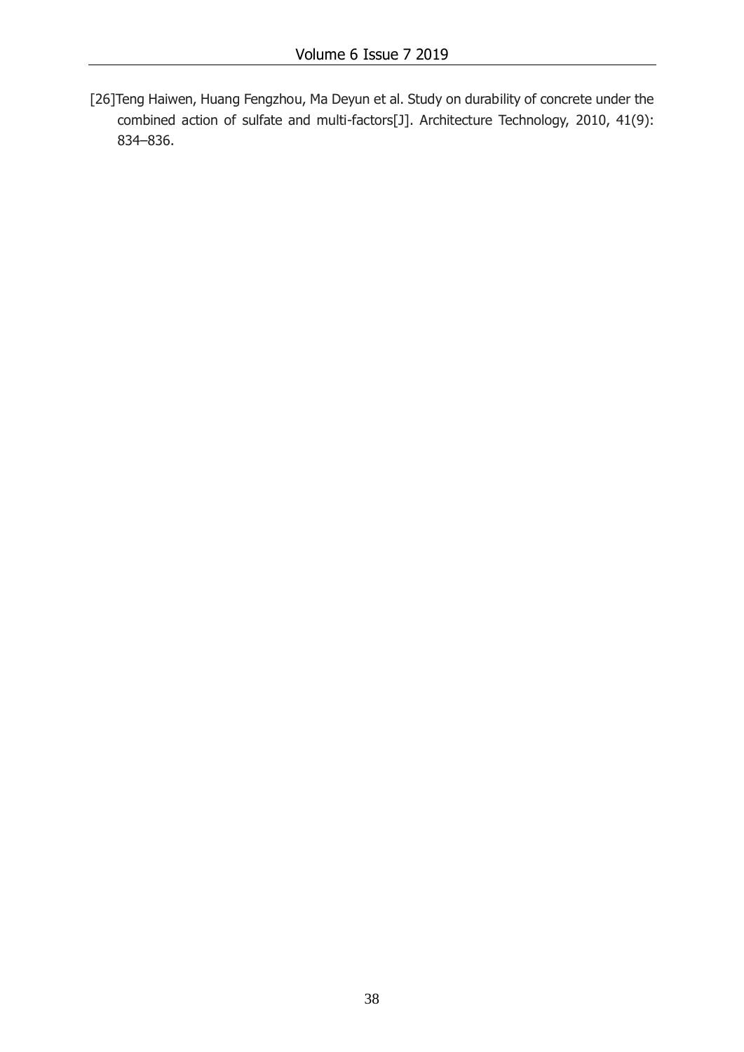[26]Teng Haiwen, Huang Fengzhou, Ma Deyun et al. Study on durability of concrete under the combined action of sulfate and multi-factors[J]. Architecture Technology, 2010, 41(9): 834–836.